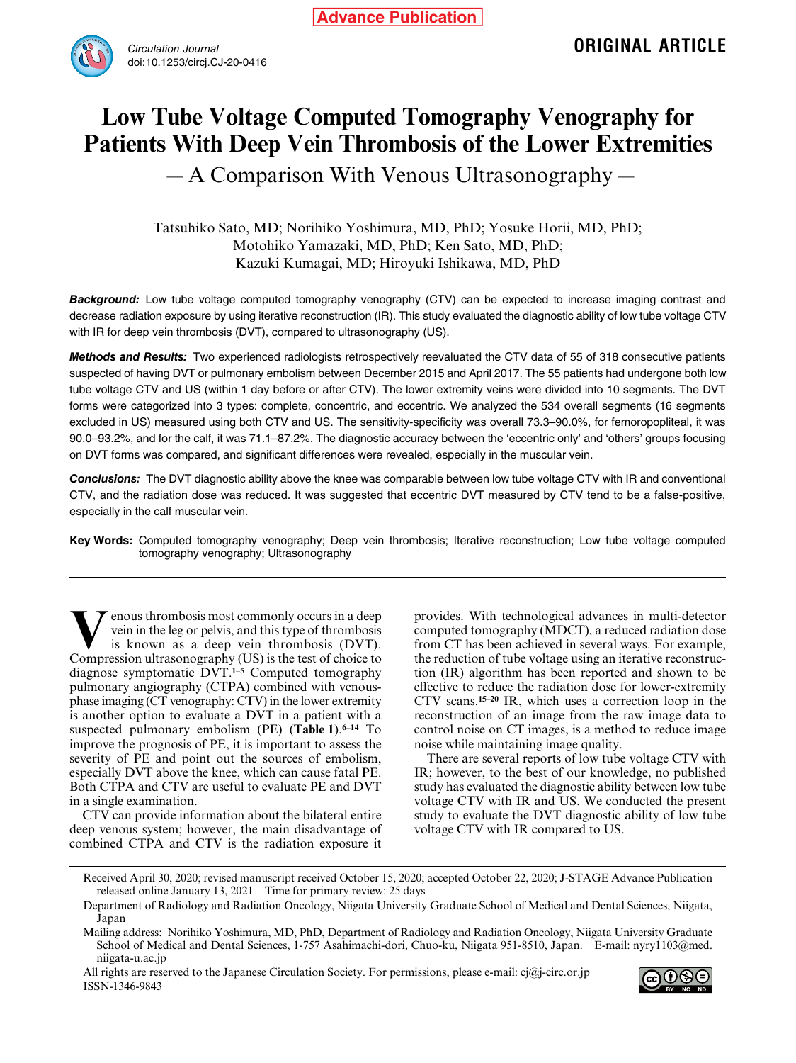Advance Publication

ORIGINAL ARTICLE

# Low Tube Voltage Computed Tomography Venography for Patients With Deep Vein Thrombosis of the Lower Extremities

## — A Comparison With Venous Ultrasonography —

Tatsuhiko Sato, MD; Norihiko Yoshimura, MD, PhD; Yosuke Horii, MD, PhD; Motohiko Yamazaki, MD, PhD; Ken Sato, MD, PhD; Kazuki Kumagai, MD; Hiroyuki Ishikawa, MD, PhD

***Background:*** Low tube voltage computed tomography venography (CTV) can be expected to increase imaging contrast and decrease radiation exposure by using iterative reconstruction (IR). This study evaluated the diagnostic ability of low tube voltage CTV with IR for deep vein thrombosis (DVT), compared to ultrasonography (US).

***Methods and Results:*** Two experienced radiologists retrospectively reevaluated the CTV data of 55 of 318 consecutive patients suspected of having DVT or pulmonary embolism between December 2015 and April 2017. The 55 patients had undergone both low tube voltage CTV and US (within 1 day before or after CTV). The lower extremity veins were divided into 10 segments. The DVT forms were categorized into 3 types: complete, concentric, and eccentric. We analyzed the 534 overall segments (16 segments excluded in US) measured using both CTV and US. The sensitivity-specificity was overall 73.3–90.0%, for femoropopliteal, it was 90.0–93.2%, and for the calf, it was 71.1–87.2%. The diagnostic accuracy between the 'eccentric only' and 'others' groups focusing on DVT forms was compared, and significant differences were revealed, especially in the muscular vein.

***Conclusions:*** The DVT diagnostic ability above the knee was comparable between low tube voltage CTV with IR and conventional CTV, and the radiation dose was reduced. It was suggested that eccentric DVT measured by CTV tend to be a false-positive, especially in the calf muscular vein.

**Key Words:** Computed tomography venography; Deep vein thrombosis; Iterative reconstruction; Low tube voltage computed tomography venography; Ultrasonography

Venous thrombosis most commonly occurs in a deep vein in the leg or pelvis, and this type of thrombosis is known as a deep vein thrombosis (DVT). Compression ultrasonography (US) is the test of choice to diagnose symptomatic DVT.[1–5] Computed tomography pulmonary angiography (CTPA) combined with venous-phase imaging (CT venography: CTV) in the lower extremity is another option to evaluate a DVT in a patient with a suspected pulmonary embolism (PE) (**Table 1**).[6–14] To improve the prognosis of PE, it is important to assess the severity of PE and point out the sources of embolism, especially DVT above the knee, which can cause fatal PE. Both CTPA and CTV are useful to evaluate PE and DVT in a single examination.

CTV can provide information about the bilateral entire deep venous system; however, the main disadvantage of combined CTPA and CTV is the radiation exposure it provides. With technological advances in multi-detector computed tomography (MDCT), a reduced radiation dose from CT has been achieved in several ways. For example, the reduction of tube voltage using an iterative reconstruction (IR) algorithm has been reported and shown to be effective to reduce the radiation dose for lower-extremity CTV scans.[15–20] IR, which uses a correction loop in the reconstruction of an image from the raw image data to control noise on CT images, is a method to reduce image noise while maintaining image quality.

There are several reports of low tube voltage CTV with IR; however, to the best of our knowledge, no published study has evaluated the diagnostic ability between low tube voltage CTV with IR and US. We conducted the present study to evaluate the DVT diagnostic ability of low tube voltage CTV with IR compared to US.

Received April 30, 2020; revised manuscript received October 15, 2020; accepted October 22, 2020; J-STAGE Advance Publication released online January 13, 2021 Time for primary review: 25 days

Department of Radiology and Radiation Oncology, Niigata University Graduate School of Medical and Dental Sciences, Niigata, Japan

Mailing address: Norihiko Yoshimura, MD, PhD, Department of Radiology and Radiation Oncology, Niigata University Graduate School of Medical and Dental Sciences, 1-757 Asahimachi-dori, Chuo-ku, Niigata 951-8510, Japan. E-mail: nyry1103@med.niigata-u.ac.jp

All rights are reserved to the Japanese Circulation Society. For permissions, please e-mail: cj@j-circ.or.jp
ISSN-1346-9843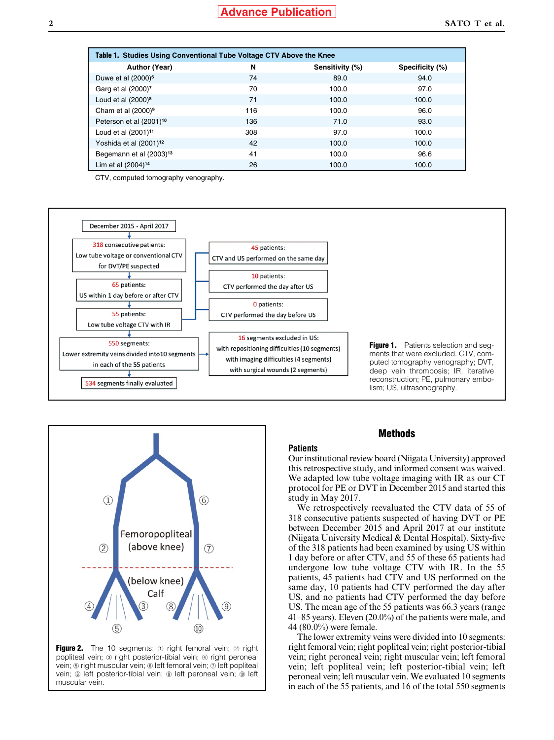**Table 1. Studies Using Conventional Tube Voltage CTV Above the Knee**

| Author (Year) | N | Sensitivity (%) | Specificity (%) |
|---|---|---|---|
| Duwe et al (2000)[6] | 74 | 89.0 | 94.0 |
| Garg et al (2000)[7] | 70 | 100.0 | 97.0 |
| Loud et al (2000)[8] | 71 | 100.0 | 100.0 |
| Cham et al (2000)[9] | 116 | 100.0 | 96.0 |
| Peterson et al (2001)[10] | 136 | 71.0 | 93.0 |
| Loud et al (2001)[11] | 308 | 97.0 | 100.0 |
| Yoshida et al (2001)[12] | 42 | 100.0 | 100.0 |
| Begemann et al (2003)[13] | 41 | 100.0 | 96.6 |
| Lim et al (2004)[14] | 26 | 100.0 | 100.0 |

CTV, computed tomography venography.

December 2015 - April 2017

318 consecutive patients: Low tube voltage or conventional CTV for DVT/PE suspected

65 patients: US within 1 day before or after CTV

55 patients: Low tube voltage CTV with IR

550 segments: Lower extremity veins divided into 10 segments in each of the 55 patients

534 segments finally evaluated

45 patients: CTV and US performed on the same day

10 patients: CTV performed the day after US

0 patients: CTV performed the day before US

16 segments excluded in US: with repositioning difficulties (10 segments) with imaging difficulties (4 segments) with surgical wounds (2 segments)

**Figure 1.** Patients selection and segments that were excluded. CTV, computed tomography venography; DVT, deep vein thrombosis; IR, iterative reconstruction; PE, pulmonary embolism; US, ultrasonography.

**Figure 2.** The 10 segments: ① right femoral vein; ② right popliteal vein; ③ right posterior-tibial vein; ④ right peroneal vein; ⑤ right muscular vein; ⑥ left femoral vein; ⑦ left popliteal vein; ⑧ left posterior-tibial vein; ⑨ left peroneal vein; ⑩ left muscular vein.

## Methods

### Patients

Our institutional review board (Niigata University) approved this retrospective study, and informed consent was waived. We adapted low tube voltage imaging with IR as our CT protocol for PE or DVT in December 2015 and started this study in May 2017.

We retrospectively reevaluated the CTV data of 55 of 318 consecutive patients suspected of having DVT or PE between December 2015 and April 2017 at our institute (Niigata University Medical & Dental Hospital). Sixty-five of the 318 patients had been examined by using US within 1 day before or after CTV, and 55 of these 65 patients had undergone low tube voltage CTV with IR. In the 55 patients, 45 patients had CTV and US performed on the same day, 10 patients had CTV performed the day after US, and no patients had CTV performed the day before US. The mean age of the 55 patients was 66.3 years (range 41–85 years). Eleven (20.0%) of the patients were male, and 44 (80.0%) were female.

The lower extremity veins were divided into 10 segments: right femoral vein; right popliteal vein; right posterior-tibial vein; right peroneal vein; right muscular vein; left femoral vein; left popliteal vein; left posterior-tibial vein; left peroneal vein; left muscular vein. We evaluated 10 segments in each of the 55 patients, and 16 of the total 550 segments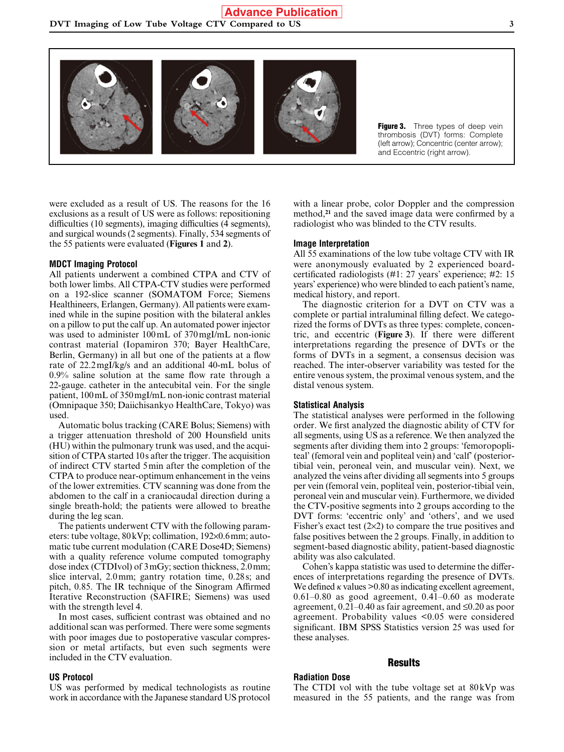**Figure 3.** Three types of deep vein thrombosis (DVT) forms: Complete (left arrow); Concentric (center arrow); and Eccentric (right arrow).

were excluded as a result of US. The reasons for the 16 exclusions as a result of US were as follows: repositioning difficulties (10 segments), imaging difficulties (4 segments), and surgical wounds (2 segments). Finally, 534 segments of the 55 patients were evaluated (**Figures 1** and **2**).

### MDCT Imaging Protocol

All patients underwent a combined CTPA and CTV of both lower limbs. All CTPA-CTV studies were performed on a 192-slice scanner (SOMATOM Force; Siemens Healthineers, Erlangen, Germany). All patients were examined while in the supine position with the bilateral ankles on a pillow to put the calf up. An automated power injector was used to administer 100 mL of 370 mgI/mL non-ionic contrast material (Iopamiron 370; Bayer HealthCare, Berlin, Germany) in all but one of the patients at a flow rate of 22.2 mgI/kg/s and an additional 40-mL bolus of 0.9% saline solution at the same flow rate through a 22-gauge. catheter in the antecubital vein. For the single patient, 100 mL of 350 mgI/mL non-ionic contrast material (Omnipaque 350; Daiichisankyo HealthCare, Tokyo) was used.

Automatic bolus tracking (CARE Bolus; Siemens) with a trigger attenuation threshold of 200 Hounsfield units (HU) within the pulmonary trunk was used, and the acquisition of CTPA started 10 s after the trigger. The acquisition of indirect CTV started 5 min after the completion of the CTPA to produce near-optimum enhancement in the veins of the lower extremities. CTV scanning was done from the abdomen to the calf in a craniocaudal direction during a single breath-hold; the patients were allowed to breathe during the leg scan.

The patients underwent CTV with the following parameters: tube voltage, 80 kVp; collimation, 192×0.6 mm; automatic tube current modulation (CARE Dose4D; Siemens) with a quality reference volume computed tomography dose index (CTDIvol) of 3 mGy; section thickness, 2.0 mm; slice interval, 2.0 mm; gantry rotation time, 0.28 s; and pitch, 0.85. The IR technique of the Sinogram Affirmed Iterative Reconstruction (SAFIRE; Siemens) was used with the strength level 4.

In most cases, sufficient contrast was obtained and no additional scan was performed. There were some segments with poor images due to postoperative vascular compression or metal artifacts, but even such segments were included in the CTV evaluation.

### US Protocol

US was performed by medical technologists as routine work in accordance with the Japanese standard US protocol with a linear probe, color Doppler and the compression method,[21] and the saved image data were confirmed by a radiologist who was blinded to the CTV results.

### Image Interpretation

All 55 examinations of the low tube voltage CTV with IR were anonymously evaluated by 2 experienced board-certificated radiologists (#1: 27 years' experience; #2: 15 years' experience) who were blinded to each patient's name, medical history, and report.

The diagnostic criterion for a DVT on CTV was a complete or partial intraluminal filling defect. We categorized the forms of DVTs as three types: complete, concentric, and eccentric (**Figure 3**). If there were different interpretations regarding the presence of DVTs or the forms of DVTs in a segment, a consensus decision was reached. The inter-observer variability was tested for the entire venous system, the proximal venous system, and the distal venous system.

### Statistical Analysis

The statistical analyses were performed in the following order. We first analyzed the diagnostic ability of CTV for all segments, using US as a reference. We then analyzed the segments after dividing them into 2 groups: 'femoropopliteal' (femoral vein and popliteal vein) and 'calf' (posterior-tibial vein, peroneal vein, and muscular vein). Next, we analyzed the veins after dividing all segments into 5 groups per vein (femoral vein, popliteal vein, posterior-tibial vein, peroneal vein and muscular vein). Furthermore, we divided the CTV-positive segments into 2 groups according to the DVT forms: 'eccentric only' and 'others', and we used Fisher's exact test (2×2) to compare the true positives and false positives between the 2 groups. Finally, in addition to segment-based diagnostic ability, patient-based diagnostic ability was also calculated.

Cohen's kappa statistic was used to determine the differences of interpretations regarding the presence of DVTs. We defined $\kappa$ values >0.80 as indicating excellent agreement, 0.61–0.80 as good agreement, 0.41–0.60 as moderate agreement, 0.21–0.40 as fair agreement, and ≤0.20 as poor agreement. Probability values <0.05 were considered significant. IBM SPSS Statistics version 25 was used for these analyses.

## Results

### Radiation Dose

The CTDI vol with the tube voltage set at 80 kVp was measured in the 55 patients, and the range was from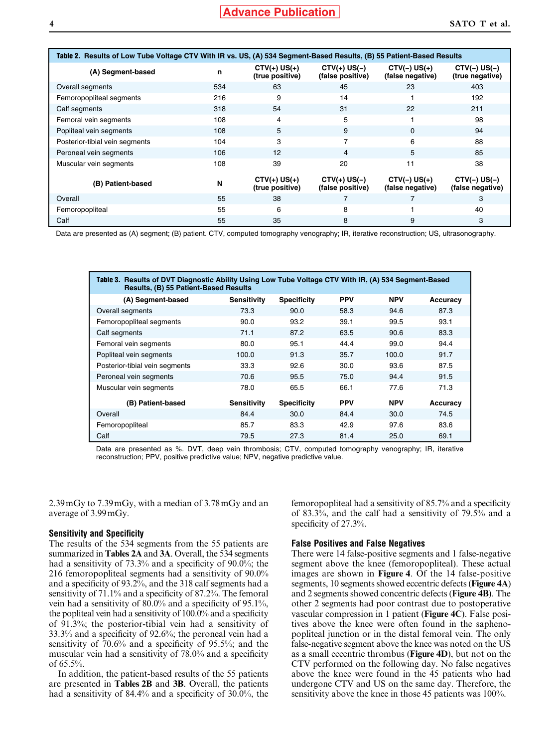**Table 2. Results of Low Tube Voltage CTV With IR vs. US, (A) 534 Segment-Based Results, (B) 55 Patient-Based Results**

| (A) Segment-based | n | CTV(+) US(+) (true positive) | CTV(+) US(–) (false positive) | CTV(–) US(+) (false negative) | CTV(–) US(–) (true negative) |
|---|---|---|---|---|---|
| Overall segments | 534 | 63 | 45 | 23 | 403 |
| Femoropopliteal segments | 216 | 9 | 14 | 1 | 192 |
| Calf segments | 318 | 54 | 31 | 22 | 211 |
| Femoral vein segments | 108 | 4 | 5 | 1 | 98 |
| Popliteal vein segments | 108 | 5 | 9 | 0 | 94 |
| Posterior-tibial vein segments | 104 | 3 | 7 | 6 | 88 |
| Peroneal vein segments | 106 | 12 | 4 | 5 | 85 |
| Muscular vein segments | 108 | 39 | 20 | 11 | 38 |
| **(B) Patient-based** | **N** | **CTV(+) US(+) (true positive)** | **CTV(+) US(–) (false positive)** | **CTV(–) US(+) (false negative)** | **CTV(–) US(–) (false negative)** |
| Overall | 55 | 38 | 7 | 7 | 3 |
| Femoropopliteal | 55 | 6 | 8 | 1 | 40 |
| Calf | 55 | 35 | 8 | 9 | 3 |

Data are presented as (A) segment; (B) patient. CTV, computed tomography venography; IR, iterative reconstruction; US, ultrasonography.

**Table 3. Results of DVT Diagnostic Ability Using Low Tube Voltage CTV With IR, (A) 534 Segment-Based Results, (B) 55 Patient-Based Results**

| (A) Segment-based | Sensitivity | Specificity | PPV | NPV | Accuracy |
|---|---|---|---|---|---|
| Overall segments | 73.3 | 90.0 | 58.3 | 94.6 | 87.3 |
| Femoropopliteal segments | 90.0 | 93.2 | 39.1 | 99.5 | 93.1 |
| Calf segments | 71.1 | 87.2 | 63.5 | 90.6 | 83.3 |
| Femoral vein segments | 80.0 | 95.1 | 44.4 | 99.0 | 94.4 |
| Popliteal vein segments | 100.0 | 91.3 | 35.7 | 100.0 | 91.7 |
| Posterior-tibial vein segments | 33.3 | 92.6 | 30.0 | 93.6 | 87.5 |
| Peroneal vein segments | 70.6 | 95.5 | 75.0 | 94.4 | 91.5 |
| Muscular vein segments | 78.0 | 65.5 | 66.1 | 77.6 | 71.3 |
| **(B) Patient-based** | **Sensitivity** | **Specificity** | **PPV** | **NPV** | **Accuracy** |
| Overall | 84.4 | 30.0 | 84.4 | 30.0 | 74.5 |
| Femoropopliteal | 85.7 | 83.3 | 42.9 | 97.6 | 83.6 |
| Calf | 79.5 | 27.3 | 81.4 | 25.0 | 69.1 |

Data are presented as %. DVT, deep vein thrombosis; CTV, computed tomography venography; IR, iterative reconstruction; PPV, positive predictive value; NPV, negative predictive value.

2.39 mGy to 7.39 mGy, with a median of 3.78 mGy and an average of 3.99 mGy.

### Sensitivity and Specificity

The results of the 534 segments from the 55 patients are summarized in **Tables 2A** and **3A**. Overall, the 534 segments had a sensitivity of 73.3% and a specificity of 90.0%; the 216 femoropopliteal segments had a sensitivity of 90.0% and a specificity of 93.2%, and the 318 calf segments had a sensitivity of 71.1% and a specificity of 87.2%. The femoral vein had a sensitivity of 80.0% and a specificity of 95.1%, the popliteal vein had a sensitivity of 100.0% and a specificity of 91.3%; the posterior-tibial vein had a sensitivity of 33.3% and a specificity of 92.6%; the peroneal vein had a sensitivity of 70.6% and a specificity of 95.5%; and the muscular vein had a sensitivity of 78.0% and a specificity of 65.5%.

In addition, the patient-based results of the 55 patients are presented in **Tables 2B** and **3B**. Overall, the patients had a sensitivity of 84.4% and a specificity of 30.0%, the femoropopliteal had a sensitivity of 85.7% and a specificity of 83.3%, and the calf had a sensitivity of 79.5% and a specificity of 27.3%.

### False Positives and False Negatives

There were 14 false-positive segments and 1 false-negative segment above the knee (femoropopliteal). These actual images are shown in **Figure 4**. Of the 14 false-positive segments, 10 segments showed eccentric defects (**Figure 4A**) and 2 segments showed concentric defects (**Figure 4B**). The other 2 segments had poor contrast due to postoperative vascular compression in 1 patient (**Figure 4C**). False positives above the knee were often found in the sapheno-popliteal junction or in the distal femoral vein. The only false-negative segment above the knee was noted on the US as a small eccentric thrombus (**Figure 4D**), but not on the CTV performed on the following day. No false negatives above the knee were found in the 45 patients who had undergone CTV and US on the same day. Therefore, the sensitivity above the knee in those 45 patients was 100%.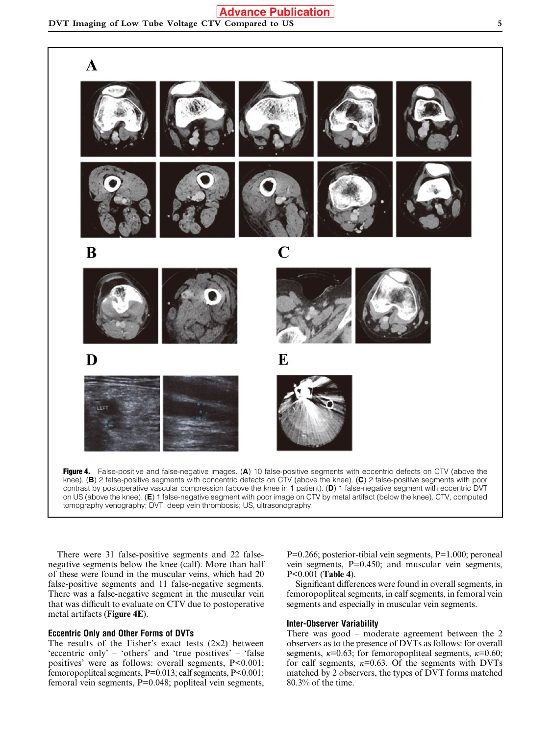**Figure 4.** False-positive and false-negative images. (**A**) 10 false-positive segments with eccentric defects on CTV (above the knee). (**B**) 2 false-positive segments with concentric defects on CTV (above the knee). (**C**) 2 false-positive segments with poor contrast by postoperative vascular compression (above the knee in 1 patient). (**D**) 1 false-negative segment with eccentric DVT on US (above the knee). (**E**) 1 false-negative segment with poor image on CTV by metal artifact (below the knee). CTV, computed tomography venography; DVT, deep vein thrombosis; US, ultrasonography.

There were 31 false-positive segments and 22 false-negative segments below the knee (calf). More than half of these were found in the muscular veins, which had 20 false-positive segments and 11 false-negative segments. There was a false-negative segment in the muscular vein that was difficult to evaluate on CTV due to postoperative metal artifacts (**Figure 4E**).

### Eccentric Only and Other Forms of DVTs

The results of the Fisher's exact tests (2×2) between 'eccentric only' – 'others' and 'true positives' – 'false positives' were as follows: overall segments, $P<0.001$; femoropopliteal segments, $P=0.013$; calf segments, $P<0.001$; femoral vein segments, $P=0.048$; popliteal vein segments, $P=0.266$; posterior-tibial vein segments, $P=1.000$; peroneal vein segments, $P=0.450$; and muscular vein segments, $P<0.001$ (**Table 4**).

Significant differences were found in overall segments, in femoropopliteal segments, in calf segments, in femoral vein segments and especially in muscular vein segments.

### Inter-Observer Variability

There was good – moderate agreement between the 2 observers as to the presence of DVTs as follows: for overall segments, $\kappa=0.63$; for femoropopliteal segments, $\kappa=0.60$; for calf segments, $\kappa=0.63$. Of the segments with DVTs matched by 2 observers, the types of DVT forms matched 80.3% of the time.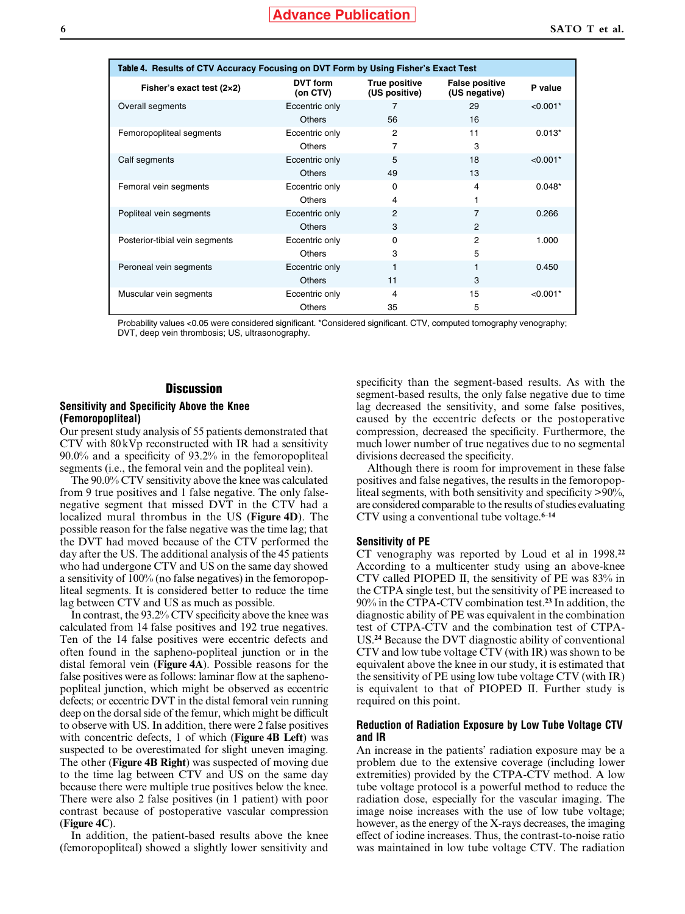**Table 4. Results of CTV Accuracy Focusing on DVT Form by Using Fisher's Exact Test**

| Fisher's exact test (2×2) | DVT form (on CTV) | True positive (US positive) | False positive (US negative) | P value |
|---|---|---|---|---|
| Overall segments | Eccentric only | 7 | 29 | <0.001* |
| | Others | 56 | 16 | |
| Femoropopliteal segments | Eccentric only | 2 | 11 | 0.013* |
| | Others | 7 | 3 | |
| Calf segments | Eccentric only | 5 | 18 | <0.001* |
| | Others | 49 | 13 | |
| Femoral vein segments | Eccentric only | 0 | 4 | 0.048* |
| | Others | 4 | 1 | |
| Popliteal vein segments | Eccentric only | 2 | 7 | 0.266 |
| | Others | 3 | 2 | |
| Posterior-tibial vein segments | Eccentric only | 0 | 2 | 1.000 |
| | Others | 3 | 5 | |
| Peroneal vein segments | Eccentric only | 1 | 1 | 0.450 |
| | Others | 11 | 3 | |
| Muscular vein segments | Eccentric only | 4 | 15 | <0.001* |
| | Others | 35 | 5 | |

Probability values <0.05 were considered significant. *Considered significant. CTV, computed tomography venography; DVT, deep vein thrombosis; US, ultrasonography.

## Discussion

### Sensitivity and Specificity Above the Knee (Femoropopliteal)

Our present study analysis of 55 patients demonstrated that CTV with 80 kVp reconstructed with IR had a sensitivity 90.0% and a specificity of 93.2% in the femoropopliteal segments (i.e., the femoral vein and the popliteal vein).

The 90.0% CTV sensitivity above the knee was calculated from 9 true positives and 1 false negative. The only false-negative segment that missed DVT in the CTV had a localized mural thrombus in the US (**Figure 4D**). The possible reason for the false negative was the time lag; that the DVT had moved because of the CTV performed the day after the US. The additional analysis of the 45 patients who had undergone CTV and US on the same day showed a sensitivity of 100% (no false negatives) in the femoropopliteal segments. It is considered better to reduce the time lag between CTV and US as much as possible.

In contrast, the 93.2% CTV specificity above the knee was calculated from 14 false positives and 192 true negatives. Ten of the 14 false positives were eccentric defects and often found in the sapheno-popliteal junction or in the distal femoral vein (**Figure 4A**). Possible reasons for the false positives were as follows: laminar flow at the sapheno-popliteal junction, which might be observed as eccentric defects; or eccentric DVT in the distal femoral vein running deep on the dorsal side of the femur, which might be difficult to observe with US. In addition, there were 2 false positives with concentric defects, 1 of which (**Figure 4B Left**) was suspected to be overestimated for slight uneven imaging. The other (**Figure 4B Right**) was suspected of moving due to the time lag between CTV and US on the same day because there were multiple true positives below the knee. There were also 2 false positives (in 1 patient) with poor contrast because of postoperative vascular compression (**Figure 4C**).

In addition, the patient-based results above the knee (femoropopliteal) showed a slightly lower sensitivity and specificity than the segment-based results. As with the segment-based results, the only false negative due to time lag decreased the sensitivity, and some false positives, caused by the eccentric defects or the postoperative compression, decreased the specificity. Furthermore, the much lower number of true negatives due to no segmental divisions decreased the specificity.

Although there is room for improvement in these false positives and false negatives, the results in the femoropopliteal segments, with both sensitivity and specificity >90%, are considered comparable to the results of studies evaluating CTV using a conventional tube voltage.[6–14]

### Sensitivity of PE

CT venography was reported by Loud et al in 1998.[22] According to a multicenter study using an above-knee CTV called PIOPED II, the sensitivity of PE was 83% in the CTPA single test, but the sensitivity of PE increased to 90% in the CTPA-CTV combination test.[23] In addition, the diagnostic ability of PE was equivalent in the combination test of CTPA-CTV and the combination test of CTPA-US.[24] Because the DVT diagnostic ability of conventional CTV and low tube voltage CTV (with IR) was shown to be equivalent above the knee in our study, it is estimated that the sensitivity of PE using low tube voltage CTV (with IR) is equivalent to that of PIOPED II. Further study is required on this point.

### Reduction of Radiation Exposure by Low Tube Voltage CTV and IR

An increase in the patients' radiation exposure may be a problem due to the extensive coverage (including lower extremities) provided by the CTPA-CTV method. A low tube voltage protocol is a powerful method to reduce the radiation dose, especially for the vascular imaging. The image noise increases with the use of low tube voltage; however, as the energy of the X-rays decreases, the imaging effect of iodine increases. Thus, the contrast-to-noise ratio was maintained in low tube voltage CTV. The radiation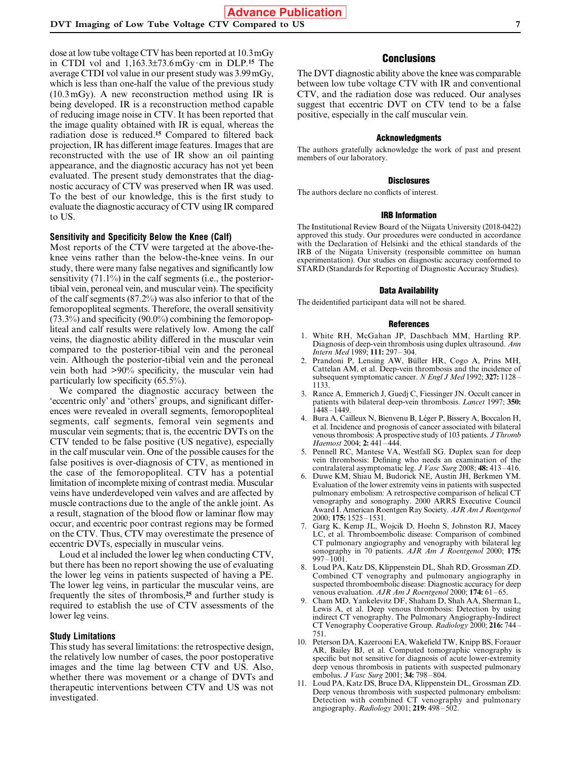dose at low tube voltage CTV has been reported at 10.3 mGy in CTDI vol and 1,163.3±73.6 mGy·cm in DLP.[15] The average CTDI vol value in our present study was 3.99 mGy, which is less than one-half the value of the previous study (10.3 mGy). A new reconstruction method using IR is being developed. IR is a reconstruction method capable of reducing image noise in CTV. It has been reported that the image quality obtained with IR is equal, whereas the radiation dose is reduced.[15] Compared to filtered back projection, IR has different image features. Images that are reconstructed with the use of IR show an oil painting appearance, and the diagnostic accuracy has not yet been evaluated. The present study demonstrates that the diagnostic accuracy of CTV was preserved when IR was used. To the best of our knowledge, this is the first study to evaluate the diagnostic accuracy of CTV using IR compared to US.

### Sensitivity and Specificity Below the Knee (Calf)

Most reports of the CTV were targeted at the above-the-knee veins rather than the below-the-knee veins. In our study, there were many false negatives and significantly low sensitivity (71.1%) in the calf segments (i.e., the posterior-tibial vein, peroneal vein, and muscular vein). The specificity of the calf segments (87.2%) was also inferior to that of the femoropopliteal segments. Therefore, the overall sensitivity (73.3%) and specificity (90.0%) combining the femoropopliteal and calf results were relatively low. Among the calf veins, the diagnostic ability differed in the muscular vein compared to the posterior-tibial vein and the peroneal vein. Although the posterior-tibial vein and the peroneal vein both had >90% specificity, the muscular vein had particularly low specificity (65.5%).

We compared the diagnostic accuracy between the 'eccentric only' and 'others' groups, and significant differences were revealed in overall segments, femoropopliteal segments, calf segments, femoral vein segments and muscular vein segments; that is, the eccentric DVTs on the CTV tended to be false positive (US negative), especially in the calf muscular vein. One of the possible causes for the false positives is over-diagnosis of CTV, as mentioned in the case of the femoropopliteal. CTV has a potential limitation of incomplete mixing of contrast media. Muscular veins have underdeveloped vein valves and are affected by muscle contractions due to the angle of the ankle joint. As a result, stagnation of the blood flow or laminar flow may occur, and eccentric poor contrast regions may be formed on the CTV. Thus, CTV may overestimate the presence of eccentric DVTs, especially in muscular veins.

Loud et al included the lower leg when conducting CTV, but there has been no report showing the use of evaluating the lower leg veins in patients suspected of having a PE. The lower leg veins, in particular the muscular veins, are frequently the sites of thrombosis,[25] and further study is required to establish the use of CTV assessments of the lower leg veins.

### Study Limitations

This study has several limitations: the retrospective design, the relatively low number of cases, the poor postoperative images and the time lag between CTV and US. Also, whether there was movement or a change of DVTs and therapeutic interventions between CTV and US was not investigated.

## Conclusions

The DVT diagnostic ability above the knee was comparable between low tube voltage CTV with IR and conventional CTV, and the radiation dose was reduced. Our analyses suggest that eccentric DVT on CTV tend to be a false positive, especially in the calf muscular vein.

### Acknowledgments

The authors gratefully acknowledge the work of past and present members of our laboratory.

### Disclosures

The authors declare no conflicts of interest.

### IRB Information

The Institutional Review Board of the Niigata University (2018-0422) approved this study. Our procedures were conducted in accordance with the Declaration of Helsinki and the ethical standards of the IRB of the Niigata University (responsible committee on human experimentation). Our studies on diagnostic accuracy conformed to STARD (Standards for Reporting of Diagnostic Accuracy Studies).

### Data Availability

The deidentified participant data will not be shared.

### References

1. White RH, McGahan JP, Daschbach MM, Hartling RP. Diagnosis of deep-vein thrombosis using duplex ultrasound. *Ann Intern Med* 1989; **111:** 297–304.
2. Prandoni P, Lensing AW, Büller HR, Cogo A, Prins MH, Cattelan AM, et al. Deep-vein thrombosis and the incidence of subsequent symptomatic cancer. *N Engl J Med* 1992; **327:** 1128–1133.
3. Rance A, Emmerich J, Guedj C, Fiessinger JN. Occult cancer in patients with bilateral deep-vein thrombosis. *Lancet* 1997; **350:** 1448–1449.
4. Bura A, Cailleux N, Bienvenu B, Léger P, Bissery A, Boccalon H, et al. Incidence and prognosis of cancer associated with bilateral venous thrombosis: A prospective study of 103 patients. *J Thromb Haemost* 2004; **2:** 441–444.
5. Pennell RC, Mantese VA, Westfall SG. Duplex scan for deep vein thrombosis: Defining who needs an examination of the contralateral asymptomatic leg. *J Vasc Surg* 2008; **48:** 413–416.
6. Duwe KM, Shiau M, Budorick NE, Austin JH, Berkmen YM. Evaluation of the lower extremity veins in patients with suspected pulmonary embolism: A retrospective comparison of helical CT venography and sonography. 2000 ARRS Executive Council Award I. American Roentgen Ray Society. *AJR Am J Roentgenol* 2000; **175:** 1525–1531.
7. Garg K, Kemp JL, Wojcik D, Hoehn S, Johnston RJ, Macey LC, et al. Thromboembolic disease: Comparison of combined CT pulmonary angiography and venography with bilateral leg sonography in 70 patients. *AJR Am J Roentgenol* 2000; **175:** 997–1001.
8. Loud PA, Katz DS, Klippenstein DL, Shah RD, Grossman ZD. Combined CT venography and pulmonary angiography in suspected thromboembolic disease: Diagnostic accuracy for deep venous evaluation. *AJR Am J Roentgenol* 2000; **174:** 61–65.
9. Cham MD, Yankelevitz DF, Shaham D, Shah AA, Sherman L, Lewis A, et al. Deep venous thrombosis: Detection by using indirect CT venography. The Pulmonary Angiography-Indirect CT Venography Cooperative Group. *Radiology* 2000; **216:** 744–751.
10. Peterson DA, Kazerooni EA, Wakefield TW, Knipp BS, Forauer AR, Bailey BJ, et al. Computed tomographic venography is specific but not sensitive for diagnosis of acute lower-extremity deep venous thrombosis in patients with suspected pulmonary embolus. *J Vasc Surg* 2001; **34:** 798–804.
11. Loud PA, Katz DS, Bruce DA, Klippenstein DL, Grossman ZD. Deep venous thrombosis with suspected pulmonary embolism: Detection with combined CT venography and pulmonary angiography. *Radiology* 2001; **219:** 498–502.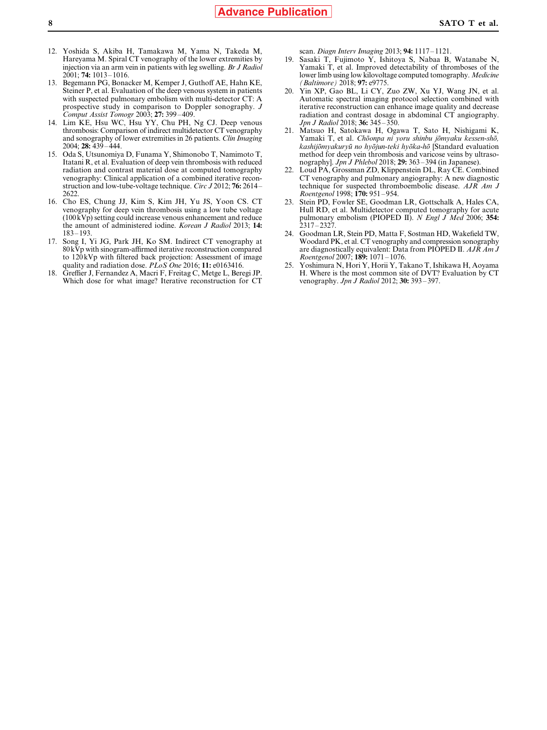12. Yoshida S, Akiba H, Tamakawa M, Yama N, Takeda M, Hareyama M. Spiral CT venography of the lower extremities by injection via an arm vein in patients with leg swelling. *Br J Radiol* 2001; **74:** 1013–1016.
13. Begemann PG, Bonacker M, Kemper J, Guthoff AE, Hahn KE, Steiner P, et al. Evaluation of the deep venous system in patients with suspected pulmonary embolism with multi-detector CT: A prospective study in comparison to Doppler sonography. *J Comput Assist Tomogr* 2003; **27:** 399–409.
14. Lim KE, Hsu WC, Hsu YY, Chu PH, Ng CJ. Deep venous thrombosis: Comparison of indirect multidetector CT venography and sonography of lower extremities in 26 patients. *Clin Imaging* 2004; **28:** 439–444.
15. Oda S, Utsunomiya D, Funama Y, Shimonobo T, Namimoto T, Itatani R, et al. Evaluation of deep vein thrombosis with reduced radiation and contrast material dose at computed tomography venography: Clinical application of a combined iterative reconstruction and low-tube-voltage technique. *Circ J* 2012; **76:** 2614–2622.
16. Cho ES, Chung JJ, Kim S, Kim JH, Yu JS, Yoon CS. CT venography for deep vein thrombosis using a low tube voltage (100 kVp) setting could increase venous enhancement and reduce the amount of administered iodine. *Korean J Radiol* 2013; **14:** 183–193.
17. Song I, Yi JG, Park JH, Ko SM. Indirect CT venography at 80 kVp with sinogram-affirmed iterative reconstruction compared to 120 kVp with filtered back projection: Assessment of image quality and radiation dose. *PLoS One* 2016; **11:** e0163416.
18. Greffier J, Fernandez A, Macri F, Freitag C, Metge L, Beregi JP. Which dose for what image? Iterative reconstruction for CT scan. *Diagn Interv Imaging* 2013; **94:** 1117–1121.
19. Sasaki T, Fujimoto Y, Ishitoya S, Nabaa B, Watanabe N, Yamaki T, et al. Improved detectability of thromboses of the lower limb using low kilovoltage computed tomography. *Medicine (Baltimore)* 2018; **97:** e9775.
20. Yin XP, Gao BL, Li CY, Zuo ZW, Xu YJ, Wang JN, et al. Automatic spectral imaging protocol selection combined with iterative reconstruction can enhance image quality and decrease radiation and contrast dosage in abdominal CT angiography. *Jpn J Radiol* 2018; **36:** 345–350.
21. Matsuo H, Satokawa H, Ogawa T, Sato H, Nishigami K, Yamaki T, et al. *Chōonpa ni yoru shinbu jōmyaku kessen-shō, kashijōmyakuryū no hyōjun-teki hyōka-hō* [Standard evaluation method for deep vein thrombosis and varicose veins by ultrasonography]. *Jpn J Phlebol* 2018; **29:** 363–394 (in Japanese).
22. Loud PA, Grossman ZD, Klippenstein DL, Ray CE. Combined CT venography and pulmonary angiography: A new diagnostic technique for suspected thromboembolic disease. *AJR Am J Roentgenol* 1998; **170:** 951–954.
23. Stein PD, Fowler SE, Goodman LR, Gottschalk A, Hales CA, Hull RD, et al. Multidetector computed tomography for acute pulmonary embolism (PIOPED II). *N Engl J Med* 2006; **354:** 2317–2327.
24. Goodman LR, Stein PD, Matta F, Sostman HD, Wakefield TW, Woodard PK, et al. CT venography and compression sonography are diagnostically equivalent: Data from PIOPED II. *AJR Am J Roentgenol* 2007; **189:** 1071–1076.
25. Yoshimura N, Hori Y, Horii Y, Takano T, Ishikawa H, Aoyama H. Where is the most common site of DVT? Evaluation by CT venography. *Jpn J Radiol* 2012; **30:** 393–397.